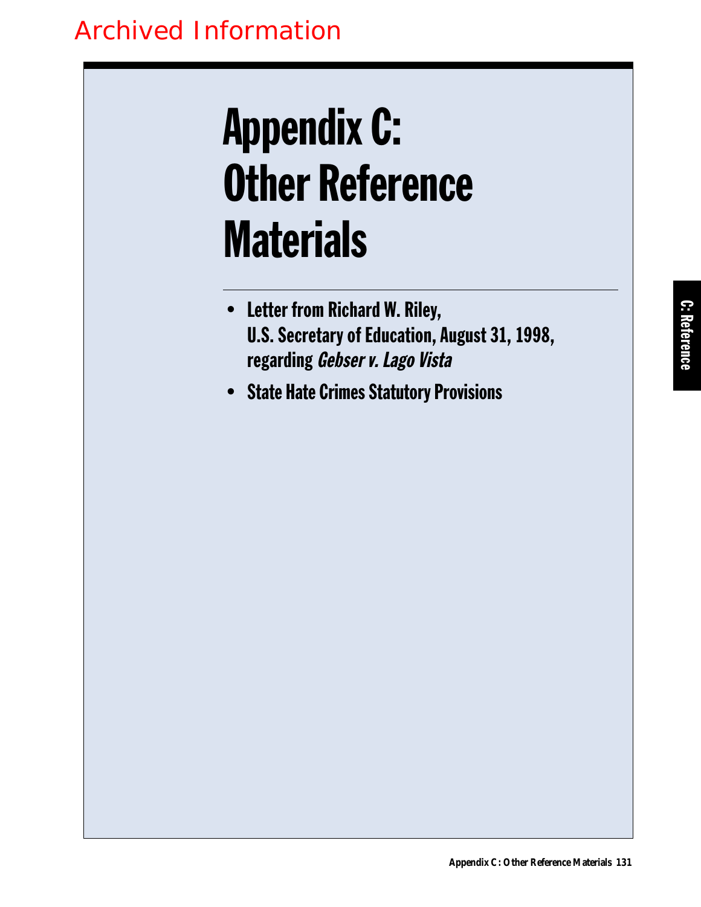Archived Information

# Appendix C: Other Reference Materials

- **Letter from Richard W. Riley, U.S. Secretary of Education, August 31, 1998, regarding *Gebser v. Lago Vista***
- **State Hate Crimes Statutory Provisions**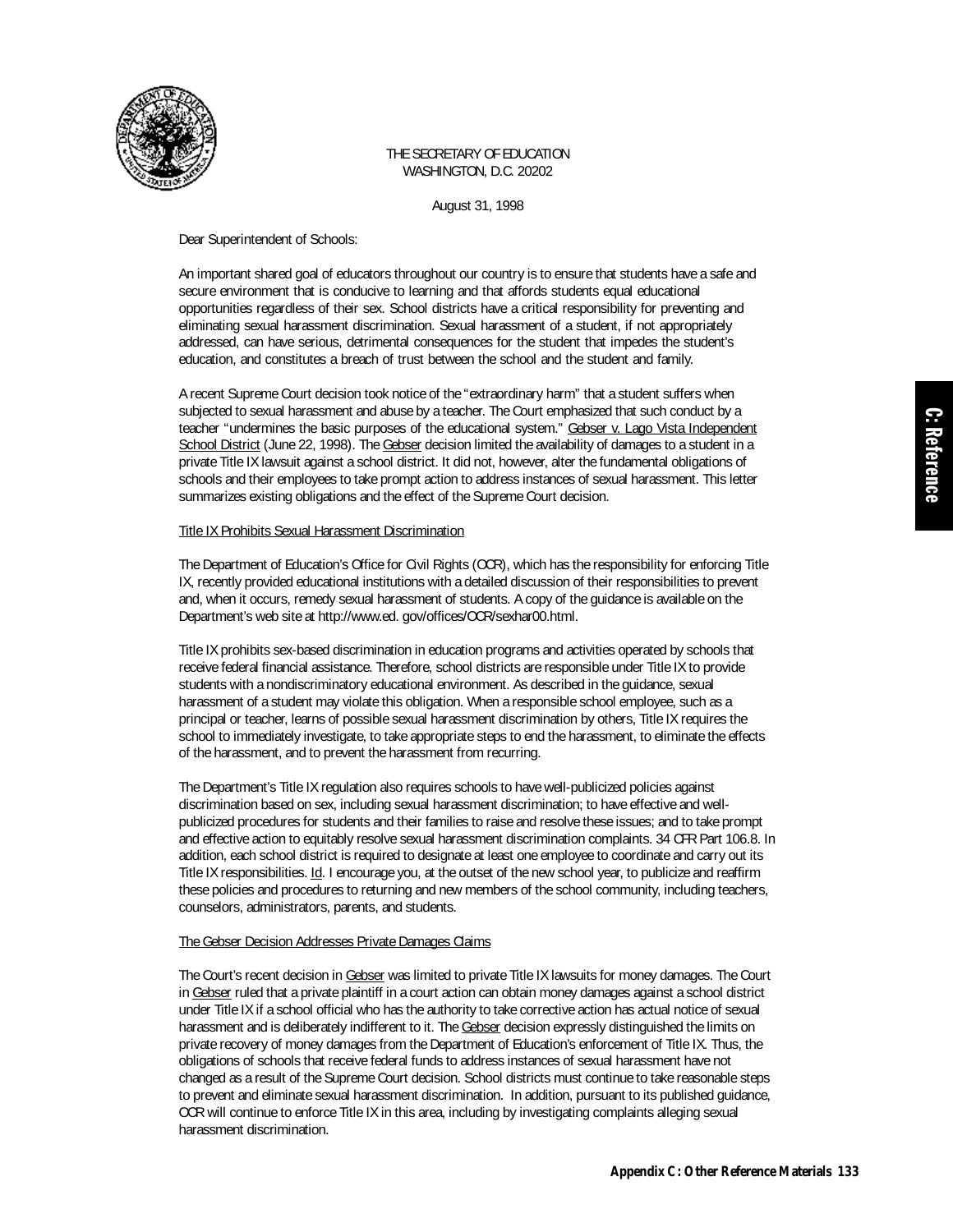THE SECRETARY OF EDUCATION
WASHINGTON, D.C. 20202

August 31, 1998

Dear Superintendent of Schools:

An important shared goal of educators throughout our country is to ensure that students have a safe and secure environment that is conducive to learning and that affords students equal educational opportunities regardless of their sex. School districts have a critical responsibility for preventing and eliminating sexual harassment discrimination. Sexual harassment of a student, if not appropriately addressed, can have serious, detrimental consequences for the student that impedes the student's education, and constitutes a breach of trust between the school and the student and family.

A recent Supreme Court decision took notice of the "extraordinary harm" that a student suffers when subjected to sexual harassment and abuse by a teacher. The Court emphasized that such conduct by a teacher "undermines the basic purposes of the educational system." Gebser v. Lago Vista Independent School District (June 22, 1998). The Gebser decision limited the availability of damages to a student in a private Title IX lawsuit against a school district. It did not, however, alter the fundamental obligations of schools and their employees to take prompt action to address instances of sexual harassment. This letter summarizes existing obligations and the effect of the Supreme Court decision.

## Title IX Prohibits Sexual Harassment Discrimination

The Department of Education's Office for Civil Rights (OCR), which has the responsibility for enforcing Title IX, recently provided educational institutions with a detailed discussion of their responsibilities to prevent and, when it occurs, remedy sexual harassment of students. A copy of the guidance is available on the Department's web site at http://www.ed. gov/offices/OCR/sexhar00.html.

Title IX prohibits sex-based discrimination in education programs and activities operated by schools that receive federal financial assistance. Therefore, school districts are responsible under Title IX to provide students with a nondiscriminatory educational environment. As described in the guidance, sexual harassment of a student may violate this obligation. When a responsible school employee, such as a principal or teacher, learns of possible sexual harassment discrimination by others, Title IX requires the school to immediately investigate, to take appropriate steps to end the harassment, to eliminate the effects of the harassment, and to prevent the harassment from recurring.

The Department's Title IX regulation also requires schools to have well-publicized policies against discrimination based on sex, including sexual harassment discrimination; to have effective and well-publicized procedures for students and their families to raise and resolve these issues; and to take prompt and effective action to equitably resolve sexual harassment discrimination complaints. 34 CFR Part 106.8. In addition, each school district is required to designate at least one employee to coordinate and carry out its Title IX responsibilities. Id. I encourage you, at the outset of the new school year, to publicize and reaffirm these policies and procedures to returning and new members of the school community, including teachers, counselors, administrators, parents, and students.

## The Gebser Decision Addresses Private Damages Claims

The Court's recent decision in Gebser was limited to private Title IX lawsuits for money damages. The Court in Gebser ruled that a private plaintiff in a court action can obtain money damages against a school district under Title IX if a school official who has the authority to take corrective action has actual notice of sexual harassment and is deliberately indifferent to it. The Gebser decision expressly distinguished the limits on private recovery of money damages from the Department of Education's enforcement of Title IX. Thus, the obligations of schools that receive federal funds to address instances of sexual harassment have not changed as a result of the Supreme Court decision. School districts must continue to take reasonable steps to prevent and eliminate sexual harassment discrimination. In addition, pursuant to its published guidance, OCR will continue to enforce Title IX in this area, including by investigating complaints alleging sexual harassment discrimination.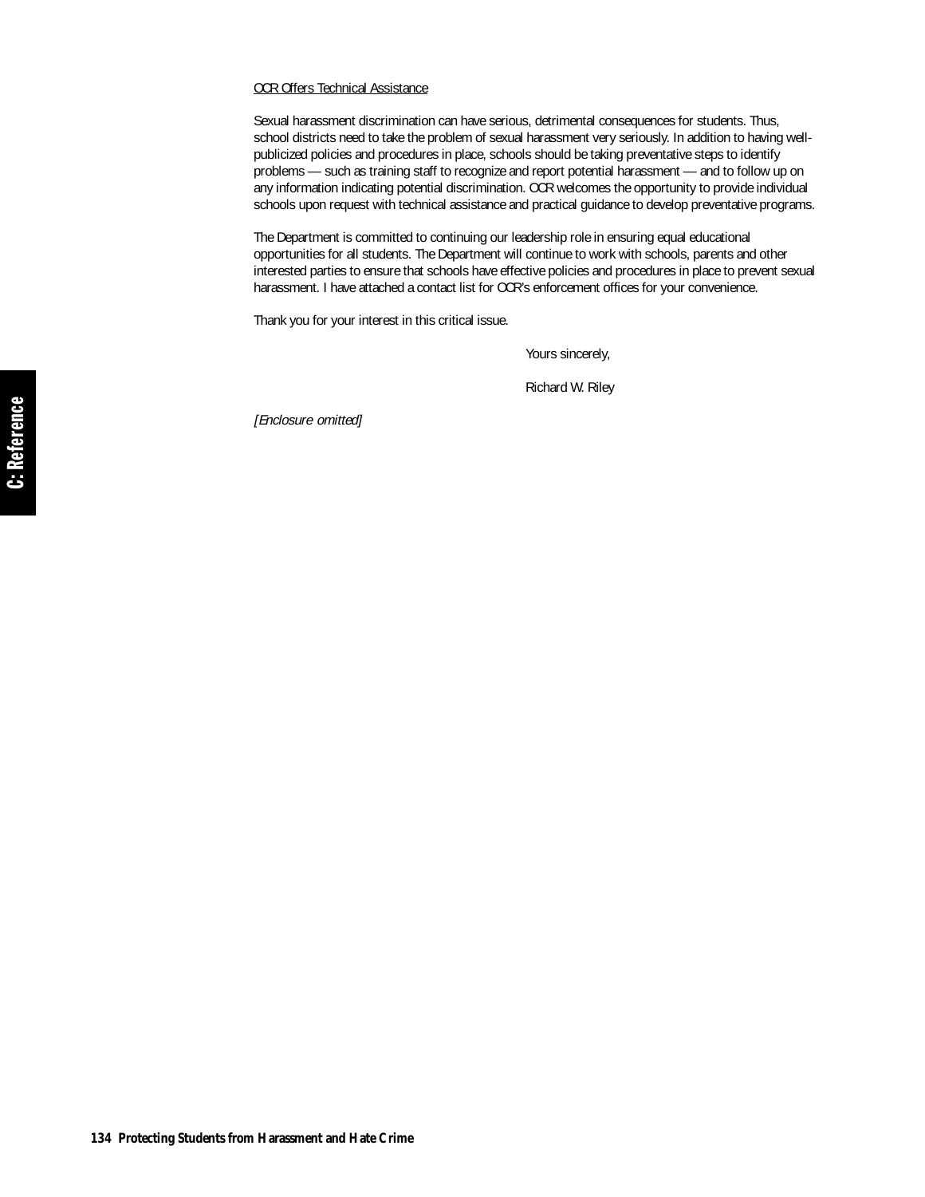<u>OCR Offers Technical Assistance</u>

Sexual harassment discrimination can have serious, detrimental consequences for students. Thus, school districts need to take the problem of sexual harassment very seriously. In addition to having well-publicized policies and procedures in place, schools should be taking preventative steps to identify problems — such as training staff to recognize and report potential harassment — and to follow up on any information indicating potential discrimination. OCR welcomes the opportunity to provide individual schools upon request with technical assistance and practical guidance to develop preventative programs.

The Department is committed to continuing our leadership role in ensuring equal educational opportunities for all students. The Department will continue to work with schools, parents and other interested parties to ensure that schools have effective policies and procedures in place to prevent sexual harassment. I have attached a contact list for OCR's enforcement offices for your convenience.

Thank you for your interest in this critical issue.

Yours sincerely,

Richard W. Riley

*[Enclosure omitted]*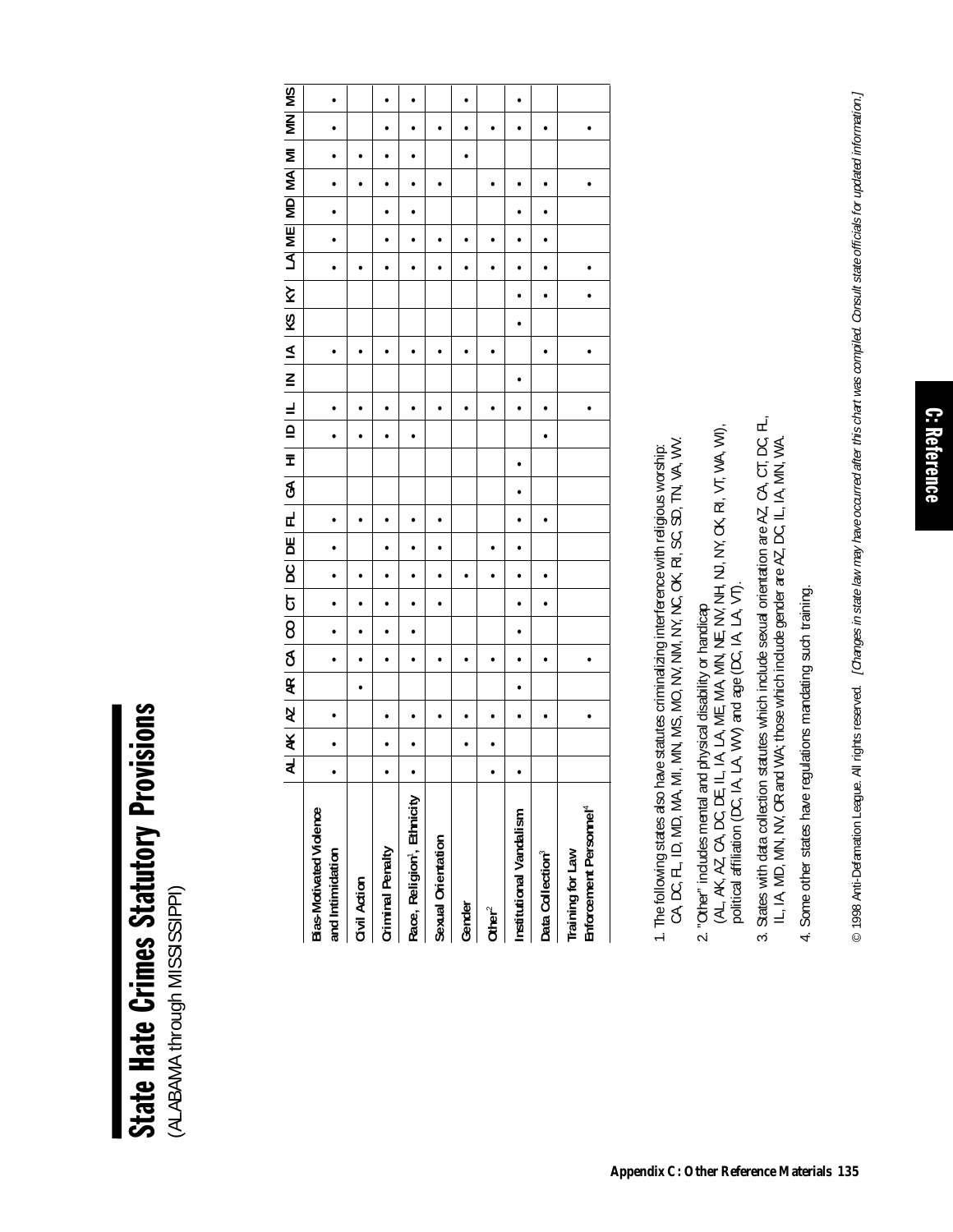# State Hate Crimes Statutory Provisions

(ALABAMA through MISSISSIPPI)

| | AL | AK | AZ | AR | CA | CO | CT | DC | DE | FL | GA | HI | ID | IL | IN | IA | KS | KY | LA | ME | MD | MA | MI | MN | MS |
|---|---|---|---|---|---|---|---|---|---|---|---|---|---|---|---|---|---|---|---|---|---|---|---|---|---|
| **Bias-Motivated Violence and Intimidation** | • | • | • | | • | • | • | • | • | • | | | • | • | | • | | | • | • | • | • | • | • | • |
| **Civil Action** | | | | • | • | • | • | • | | • | | | • | • | | • | | | • | | | • | • | | |
| **Criminal Penalty** | • | • | • | | • | • | • | • | • | • | | | • | • | | • | | | • | • | • | • | • | • | • |
| **Race, Religion[1], Ethnicity** | • | • | • | | • | • | • | • | • | • | | | • | • | | • | | | • | • | • | • | • | • | • |
| **Sexual Orientation** | | | • | | • | | • | • | • | • | | | | • | | • | | | • | • | | • | | • | |
| **Gender** | | • | • | | • | | | • | | | | | | • | | • | | | • | • | | | • | • | • |
| **Other[2]** | • | • | • | | • | | | • | • | | | | | • | | • | | | • | • | | • | | • | |
| **Institutional Vandalism** | • | | • | • | • | • | • | • | • | • | • | • | | • | • | | • | • | • | • | • | • | | • | • |
| **Data Collection[3]** | | | • | | • | | • | • | | • | | | • | • | | • | | • | • | • | • | • | | • | |
| **Training for Law Enforcement Personnel[4]** | | | • | | • | | | | | | | | | • | | • | | • | • | | | • | | • | |

1. The following states also have statutes criminalizing interference with religious worship: CA, DC, FL, ID, MD, MA, MI, MN, MS, MO, NV, NM, NY, NC, OK, RI, SC, SD, TN, VA, WV.
2. "Other" includes mental and physical disability or handicap (AL, AK, AZ, CA, DC, DE, IL, IA, LA, ME, MA, MN, NE, NV, NH, NJ, NY, OK, RI, VT, WA, WI), political affiliation (DC, IA, LA, WV) and age (DC, IA, LA, VT).
3. States with data collection statutes which include sexual orientation are AZ, CA, CT, DC, FL, IL, IA, MD, MN, NV, OR and WA; those which include gender are AZ, DC, IL, IA, MN, WA.
4. Some other states have regulations mandating such training.

© 1998 Anti-Defamation League. All rights reserved. *[Changes in state law may have occurred after this chart was compiled. Consult state officials for updated information.]*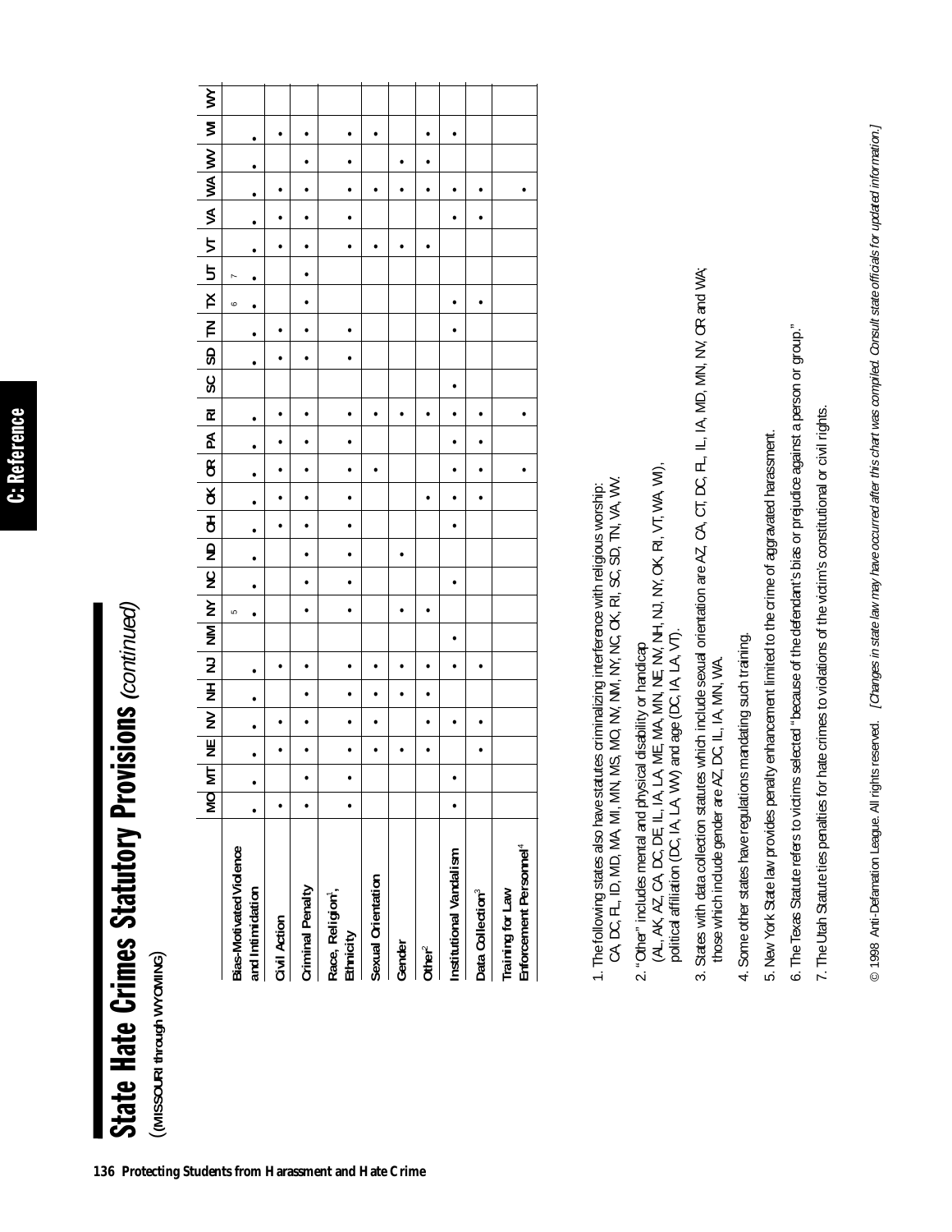# State Hate Crimes Statutory Provisions *(continued)*

(MISSOURI through WYOMING)

| | MO | MT | NE | NV | NH | NJ | NM | NY | NC | ND | OH | OK | OR | PA | RI | SC | SD | TN | TX | UT | VT | VA | WA | WV | WI | WY |
|---|---|---|---|---|---|---|---|---|---|---|---|---|---|---|---|---|---|---|---|---|---|---|---|---|---|---|
| Bias-Motivated Violence and Intimidation | • | • | • | • | • | • | | •[5] | • | • | • | • | • | • | • | | • | • | •[6] | •[7] | • | • | • | • | • | |
| Civil Action | • | | • | • | | • | | | | | • | • | • | • | • | | • | • | | | • | • | • | | • | |
| Criminal Penalty | • | • | • | • | • | • | | • | • | • | • | • | • | • | • | | • | • | • | • | • | • | • | • | • | |
| Race, Religion[1], Ethnicity | • | • | • | • | • | • | | • | • | • | • | • | • | • | • | | • | • | | | • | • | • | • | • | |
| Sexual Orientation | | | • | • | • | • | | | | | | | • | | • | | | | | | • | | • | | • | |
| Gender | | | • | | • | • | | • | | • | | | | | • | | | | | | • | | • | • | | |
| Other[2] | | | • | • | • | • | | • | | | | • | | | • | | | | | | • | | • | • | • | |
| Institutional Vandalism | • | • | | • | | • | • | | • | | • | • | • | • | • | • | | • | • | | | • | • | | • | |
| Data Collection[3] | | | • | • | | • | | | | | | • | • | • | • | | | | • | | | • | • | | | |
| Training for Law Enforcement Personnel[4] | | | | | | | | | | | | | • | | • | | | | | | | | • | | | |

1. The following states also have statutes criminalizing interference with religious worship: CA, DC, FL, ID, MD, MA, MI, MN, MS, MO, NV, NM, NY, NC, OK, RI, SC, SD, TN, VA, WV.
2. "Other" includes mental and physical disability or handicap (AL, AK, AZ, CA, DC, DE, IL, IA, LA, ME, MA, MN, NE, NV, NH, NJ, NY, OK, RI, VT, WA, WI), political affiliation (DC, IA, LA, WV) and age (DC, IA, LA, VT).
3. States with data collection statutes which include sexual orientation are AZ, CA, CT, DC, FL, IL, IA, MD, MN, NV, OR and WA; those which include gender are AZ, DC, IL, IA, MN, WA.
4. Some other states have regulations mandating such training.
5. New York State law provides penalty enhancement limited to the crime of aggravated harassment.
6. The Texas Statute refers to victims selected "because of the defendant's bias or prejudice against a person or group."
7. The Utah Statute ties penalties for hate crimes to violations of the victim's constitutional or civil rights.

© 1998 Anti-Defamation League. All rights reserved. *[Changes in state law may have occurred after this chart was compiled. Consult state officials for updated information.]*